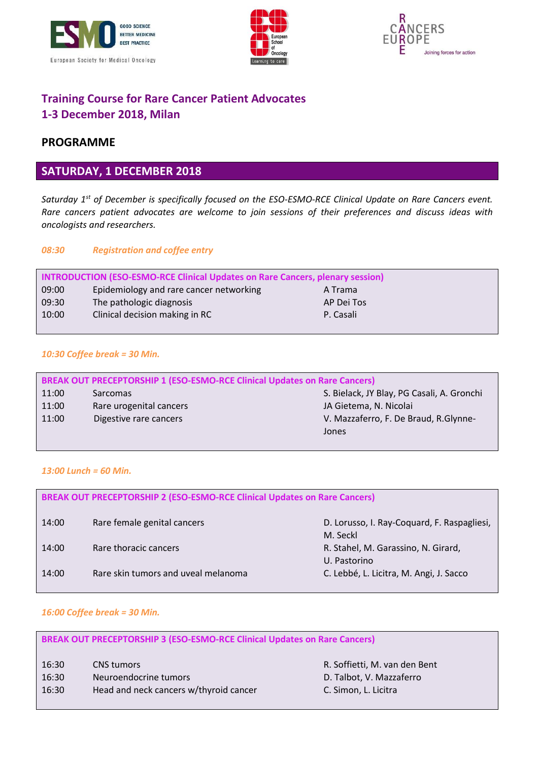# Training Course for Rare Cancer Patient Advocates
## 1-3 December 2018, Milan

## PROGRAMME

## SATURDAY, 1 DECEMBER 2018

*Saturday 1st of December is specifically focused on the ESO-ESMO-RCE Clinical Update on Rare Cancers event. Rare cancers patient advocates are welcome to join sessions of their preferences and discuss ideas with oncologists and researchers.*

*08:30 Registration and coffee entry*

**INTRODUCTION (ESO-ESMO-RCE Clinical Updates on Rare Cancers, plenary session)**

| | | |
|---|---|---|
| 09:00 | Epidemiology and rare cancer networking | A Trama |
| 09:30 | The pathologic diagnosis | AP Dei Tos |
| 10:00 | Clinical decision making in RC | P. Casali |

*10:30 Coffee break = 30 Min.*

**BREAK OUT PRECEPTORSHIP 1 (ESO-ESMO-RCE Clinical Updates on Rare Cancers)**

| | | |
|---|---|---|
| 11:00 | Sarcomas | S. Bielack, JY Blay, PG Casali, A. Gronchi |
| 11:00 | Rare urogenital cancers | JA Gietema, N. Nicolai |
| 11:00 | Digestive rare cancers | V. Mazzaferro, F. De Braud, R.Glynne-Jones |

*13:00 Lunch = 60 Min.*

**BREAK OUT PRECEPTORSHIP 2 (ESO-ESMO-RCE Clinical Updates on Rare Cancers)**

| | | |
|---|---|---|
| 14:00 | Rare female genital cancers | D. Lorusso, I. Ray-Coquard, F. Raspagliesi, M. Seckl |
| 14:00 | Rare thoracic cancers | R. Stahel, M. Garassino, N. Girard, U. Pastorino |
| 14:00 | Rare skin tumors and uveal melanoma | C. Lebbé, L. Licitra, M. Angi, J. Sacco |

*16:00 Coffee break = 30 Min.*

**BREAK OUT PRECEPTORSHIP 3 (ESO-ESMO-RCE Clinical Updates on Rare Cancers)**

| | | |
|---|---|---|
| 16:30 | CNS tumors | R. Soffietti, M. van den Bent |
| 16:30 | Neuroendocrine tumors | D. Talbot, V. Mazzaferro |
| 16:30 | Head and neck cancers w/thyroid cancer | C. Simon, L. Licitra |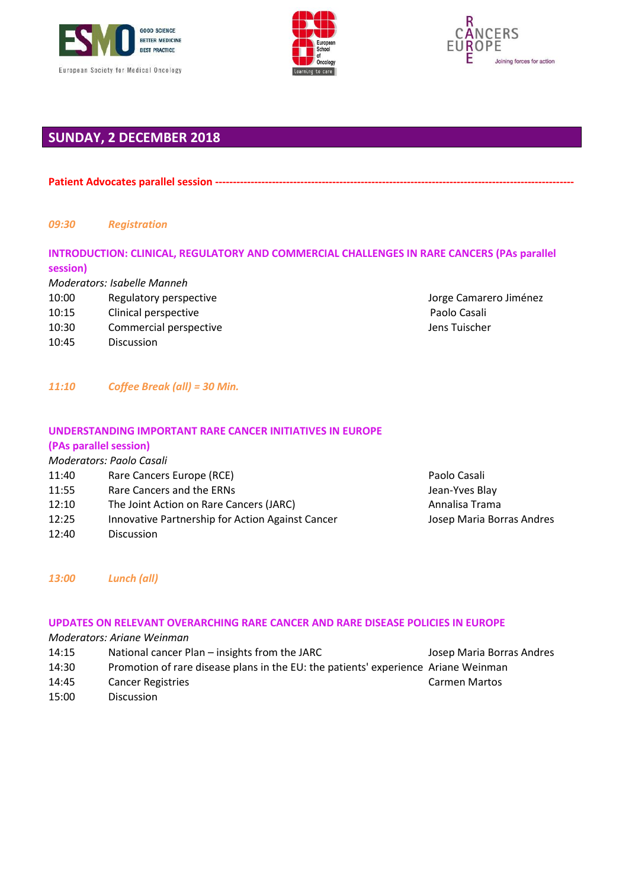## SUNDAY, 2 DECEMBER 2018

**Patient Advocates parallel session ----------------------------------------------------------------------------------------------------**

*09:30 Registration*

### INTRODUCTION: CLINICAL, REGULATORY AND COMMERCIAL CHALLENGES IN RARE CANCERS (PAs parallel session)

*Moderators: Isabelle Manneh*

| | | |
|---|---|---|
| 10:00 | Regulatory perspective | Jorge Camarero Jiménez |
| 10:15 | Clinical perspective | Paolo Casali |
| 10:30 | Commercial perspective | Jens Tuischer |
| 10:45 | Discussion | |

*11:10 Coffee Break (all) = 30 Min.*

### UNDERSTANDING IMPORTANT RARE CANCER INITIATIVES IN EUROPE (PAs parallel session)

*Moderators: Paolo Casali*

| | | |
|---|---|---|
| 11:40 | Rare Cancers Europe (RCE) | Paolo Casali |
| 11:55 | Rare Cancers and the ERNs | Jean-Yves Blay |
| 12:10 | The Joint Action on Rare Cancers (JARC) | Annalisa Trama |
| 12:25 | Innovative Partnership for Action Against Cancer | Josep Maria Borras Andres |
| 12:40 | Discussion | |

*13:00 Lunch (all)*

### UPDATES ON RELEVANT OVERARCHING RARE CANCER AND RARE DISEASE POLICIES IN EUROPE

*Moderators: Ariane Weinman*

| | | |
|---|---|---|
| 14:15 | National cancer Plan – insights from the JARC | Josep Maria Borras Andres |
| 14:30 | Promotion of rare disease plans in the EU: the patients' experience | Ariane Weinman |
| 14:45 | Cancer Registries | Carmen Martos |
| 15:00 | Discussion | |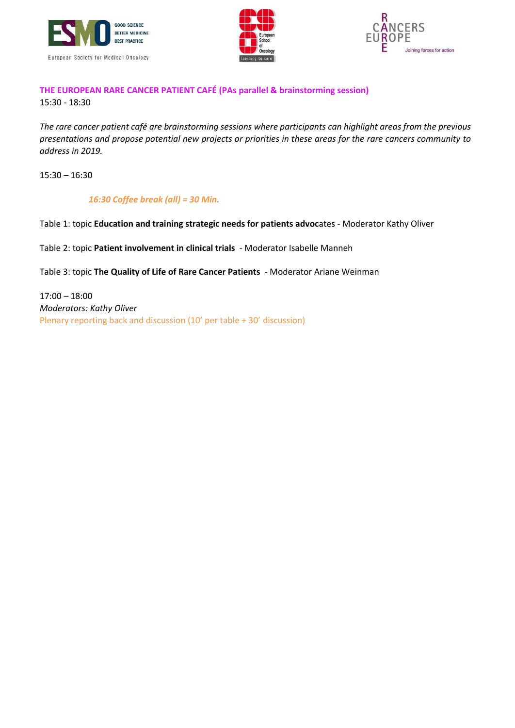**THE EUROPEAN RARE CANCER PATIENT CAFÉ (PAs parallel & brainstorming session)**
15:30 - 18:30

*The rare cancer patient café are brainstorming sessions where participants can highlight areas from the previous presentations and propose potential new projects or priorities in these areas for the rare cancers community to address in 2019.*

15:30 – 16:30

*16:30 Coffee break (all) = 30 Min.*

Table 1: topic **Education and training strategic needs for patients advoc**ates - Moderator Kathy Oliver

Table 2: topic **Patient involvement in clinical trials** - Moderator Isabelle Manneh

Table 3: topic **The Quality of Life of Rare Cancer Patients** - Moderator Ariane Weinman

17:00 – 18:00
*Moderators: Kathy Oliver*
Plenary reporting back and discussion (10' per table + 30' discussion)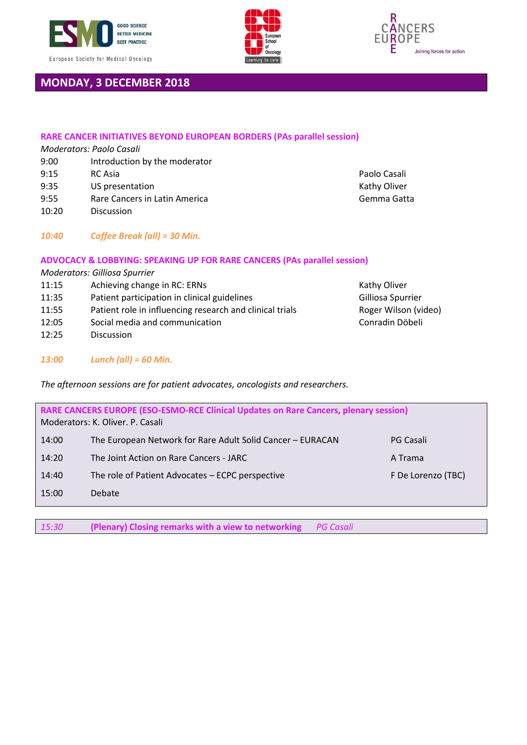## MONDAY, 3 DECEMBER 2018

### RARE CANCER INITIATIVES BEYOND EUROPEAN BORDERS (PAs parallel session)

*Moderators: Paolo Casali*

| | | |
|---|---|---|
| 9:00 | Introduction by the moderator | |
| 9:15 | RC Asia | Paolo Casali |
| 9:35 | US presentation | Kathy Oliver |
| 9:55 | Rare Cancers in Latin America | Gemma Gatta |
| 10:20 | Discussion | |

***10:40 Coffee Break (all) = 30 Min.***

### ADVOCACY & LOBBYING: SPEAKING UP FOR RARE CANCERS (PAs parallel session)

*Moderators: Gilliosa Spurrier*

| | | |
|---|---|---|
| 11:15 | Achieving change in RC: ERNs | Kathy Oliver |
| 11:35 | Patient participation in clinical guidelines | Gilliosa Spurrier |
| 11:55 | Patient role in influencing research and clinical trials | Roger Wilson (video) |
| 12:05 | Social media and communication | Conradin Döbeli |
| 12:25 | Discussion | |

***13:00 Lunch (all) = 60 Min.***

*The afternoon sessions are for patient advocates, oncologists and researchers.*

### RARE CANCERS EUROPE (ESO-ESMO-RCE Clinical Updates on Rare Cancers, plenary session)

Moderators: K. Oliver. P. Casali

| | | |
|---|---|---|
| 14:00 | The European Network for Rare Adult Solid Cancer – EURACAN | PG Casali |
| 14:20 | The Joint Action on Rare Cancers - JARC | A Trama |
| 14:40 | The role of Patient Advocates – ECPC perspective | F De Lorenzo (TBC) |
| 15:00 | Debate | |

*15:30* **(Plenary) Closing remarks with a view to networking** *PG Casali*